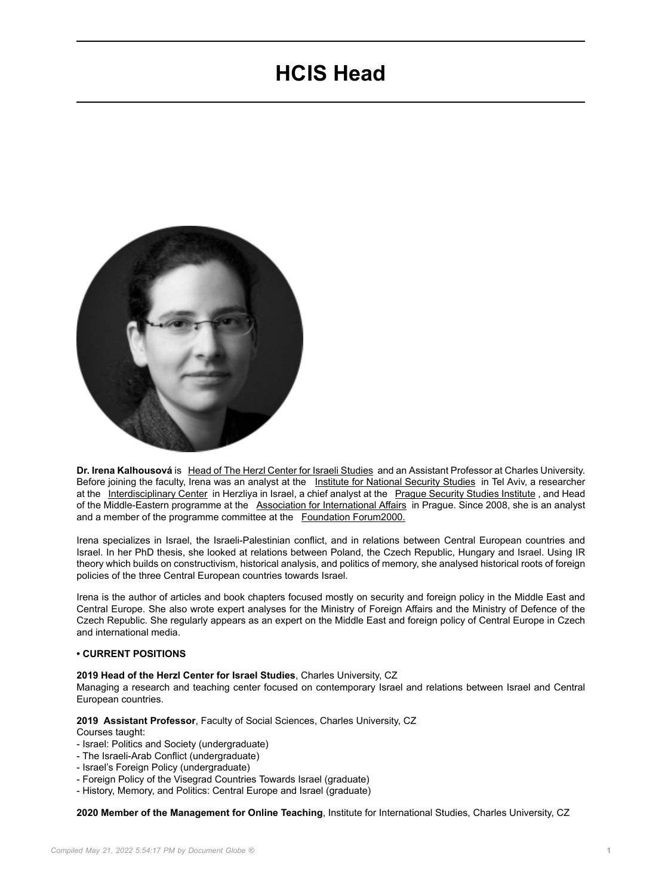# HCIS Head

**Dr. Irena Kalhousová** is Head of The Herzl Center for Israeli Studies and an Assistant Professor at Charles University. Before joining the faculty, Irena was an analyst at the Institute for National Security Studies in Tel Aviv, a researcher at the Interdisciplinary Center in Herzliya in Israel, a chief analyst at the Prague Security Studies Institute, and Head of the Middle-Eastern programme at the Association for International Affairs in Prague. Since 2008, she is an analyst and a member of the programme committee at the Foundation Forum2000.

Irena specializes in Israel, the Israeli-Palestinian conflict, and in relations between Central European countries and Israel. In her PhD thesis, she looked at relations between Poland, the Czech Republic, Hungary and Israel. Using IR theory which builds on constructivism, historical analysis, and politics of memory, she analysed historical roots of foreign policies of the three Central European countries towards Israel.

Irena is the author of articles and book chapters focused mostly on security and foreign policy in the Middle East and Central Europe. She also wrote expert analyses for the Ministry of Foreign Affairs and the Ministry of Defence of the Czech Republic. She regularly appears as an expert on the Middle East and foreign policy of Central Europe in Czech and international media.

**• CURRENT POSITIONS**

**2019 Head of the Herzl Center for Israel Studies**, Charles University, CZ
Managing a research and teaching center focused on contemporary Israel and relations between Israel and Central European countries.

**2019 Assistant Professor**, Faculty of Social Sciences, Charles University, CZ
Courses taught:
- Israel: Politics and Society (undergraduate)
- The Israeli-Arab Conflict (undergraduate)
- Israel's Foreign Policy (undergraduate)
- Foreign Policy of the Visegrad Countries Towards Israel (graduate)
- History, Memory, and Politics: Central Europe and Israel (graduate)

**2020 Member of the Management for Online Teaching**, Institute for International Studies, Charles University, CZ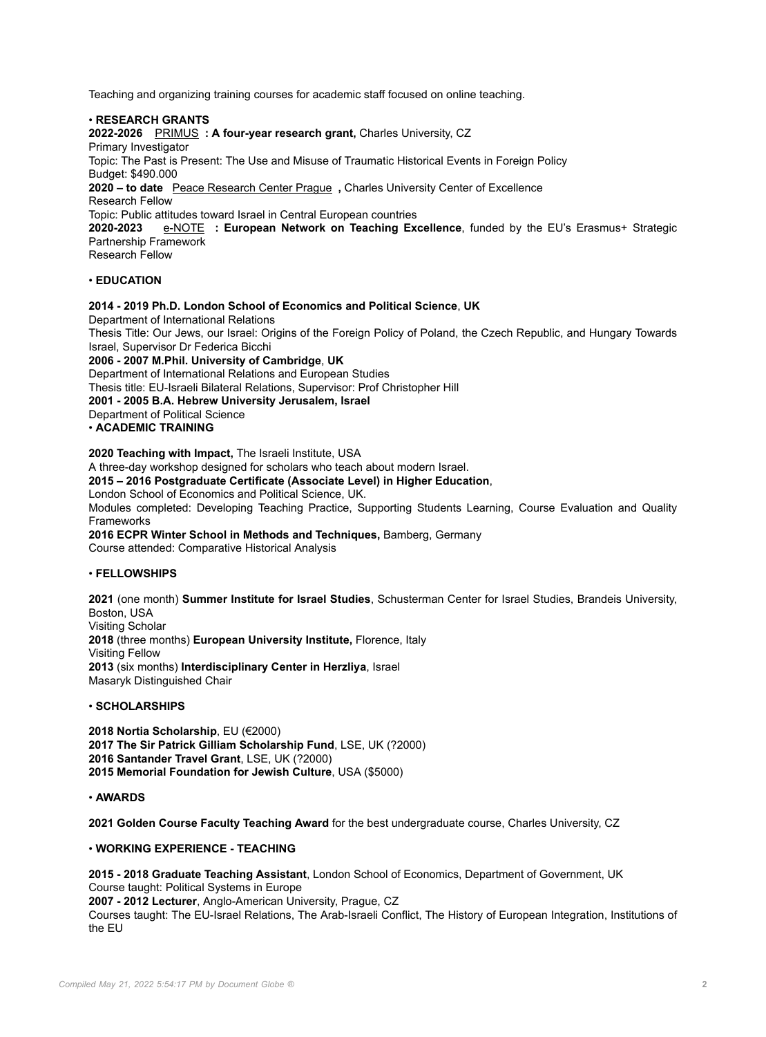Teaching and organizing training courses for academic staff focused on online teaching.

## • RESEARCH GRANTS

**2022-2026** PRIMUS **: A four-year research grant,** Charles University, CZ
Primary Investigator
Topic: The Past is Present: The Use and Misuse of Traumatic Historical Events in Foreign Policy
Budget: $490.000

**2020 – to date** Peace Research Center Prague **,** Charles University Center of Excellence
Research Fellow
Topic: Public attitudes toward Israel in Central European countries

**2020-2023** e-NOTE **: European Network on Teaching Excellence**, funded by the EU's Erasmus+ Strategic Partnership Framework
Research Fellow

## • EDUCATION

**2014 - 2019 Ph.D. London School of Economics and Political Science**, **UK**
Department of International Relations
Thesis Title: Our Jews, our Israel: Origins of the Foreign Policy of Poland, the Czech Republic, and Hungary Towards Israel, Supervisor Dr Federica Bicchi

**2006 - 2007 M.Phil. University of Cambridge**, **UK**
Department of International Relations and European Studies
Thesis title: EU-Israeli Bilateral Relations, Supervisor: Prof Christopher Hill

**2001 - 2005 B.A. Hebrew University Jerusalem, Israel**
Department of Political Science

## • ACADEMIC TRAINING

**2020 Teaching with Impact,** The Israeli Institute, USA
A three-day workshop designed for scholars who teach about modern Israel.

**2015 – 2016 Postgraduate Certificate (Associate Level) in Higher Education**,
London School of Economics and Political Science, UK.
Modules completed: Developing Teaching Practice, Supporting Students Learning, Course Evaluation and Quality Frameworks

**2016 ECPR Winter School in Methods and Techniques,** Bamberg, Germany
Course attended: Comparative Historical Analysis

## • FELLOWSHIPS

**2021** (one month) **Summer Institute for Israel Studies**, Schusterman Center for Israel Studies, Brandeis University, Boston, USA
Visiting Scholar

**2018** (three months) **European University Institute,** Florence, Italy
Visiting Fellow

**2013** (six months) **Interdisciplinary Center in Herzliya**, Israel
Masaryk Distinguished Chair

## • SCHOLARSHIPS

**2018 Nortia Scholarship**, EU (€2000)
**2017 The Sir Patrick Gilliam Scholarship Fund**, LSE, UK (?2000)
**2016 Santander Travel Grant**, LSE, UK (?2000)
**2015 Memorial Foundation for Jewish Culture**, USA ($5000)

## • AWARDS

**2021 Golden Course Faculty Teaching Award** for the best undergraduate course, Charles University, CZ

## • WORKING EXPERIENCE - TEACHING

**2015 - 2018 Graduate Teaching Assistant**, London School of Economics, Department of Government, UK
Course taught: Political Systems in Europe

**2007 - 2012 Lecturer**, Anglo-American University, Prague, CZ
Courses taught: The EU-Israel Relations, The Arab-Israeli Conflict, The History of European Integration, Institutions of the EU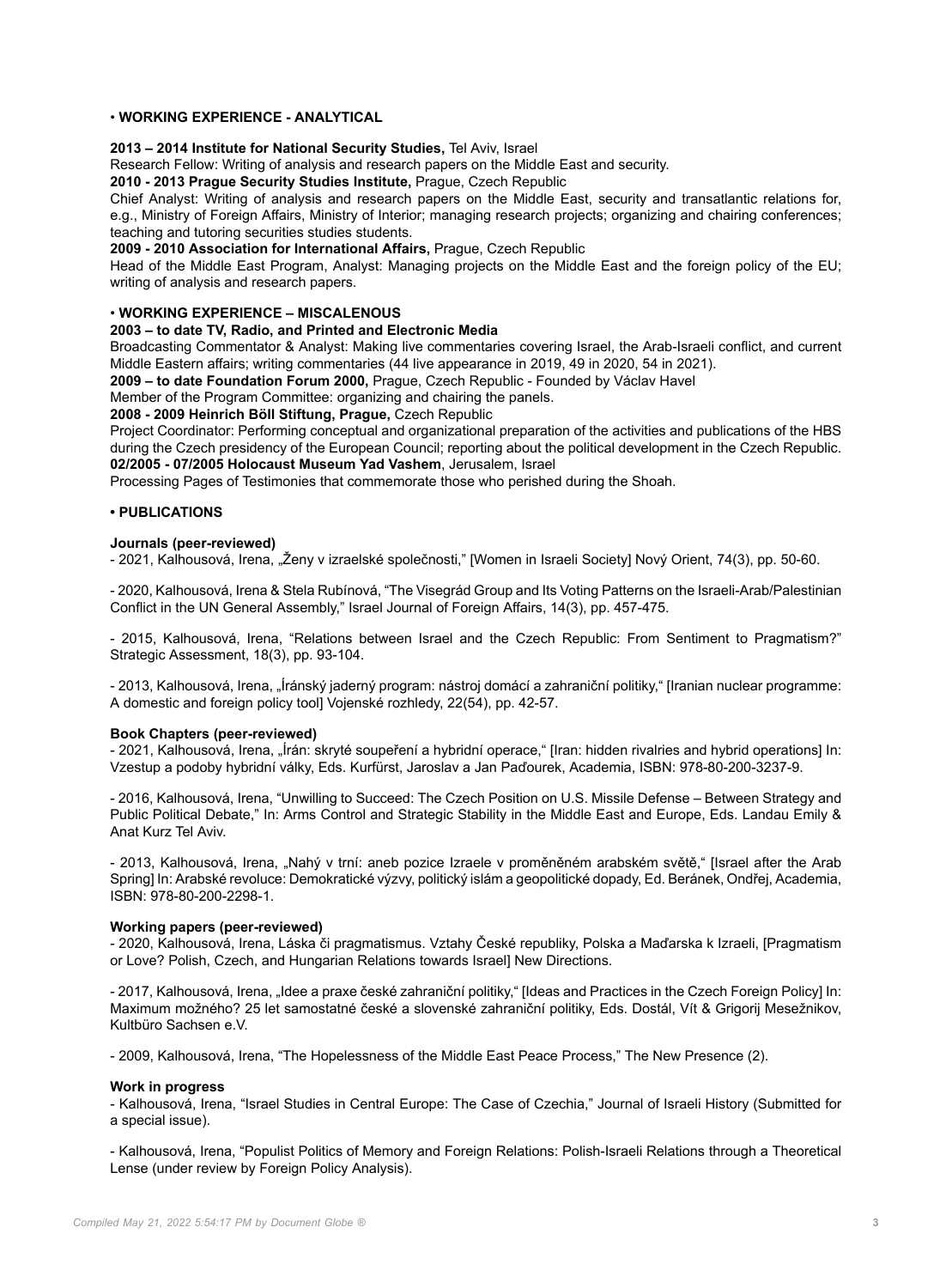• **WORKING EXPERIENCE - ANALYTICAL**

**2013 – 2014 Institute for National Security Studies,** Tel Aviv, Israel

Research Fellow: Writing of analysis and research papers on the Middle East and security.

**2010 - 2013 Prague Security Studies Institute,** Prague, Czech Republic

Chief Analyst: Writing of analysis and research papers on the Middle East, security and transatlantic relations for, e.g., Ministry of Foreign Affairs, Ministry of Interior; managing research projects; organizing and chairing conferences; teaching and tutoring securities studies students.

**2009 - 2010 Association for International Affairs,** Prague, Czech Republic

Head of the Middle East Program, Analyst: Managing projects on the Middle East and the foreign policy of the EU; writing of analysis and research papers.

• **WORKING EXPERIENCE – MISCALENOUS**

**2003 – to date TV, Radio, and Printed and Electronic Media**

Broadcasting Commentator & Analyst: Making live commentaries covering Israel, the Arab-Israeli conflict, and current Middle Eastern affairs; writing commentaries (44 live appearance in 2019, 49 in 2020, 54 in 2021).

**2009 – to date Foundation Forum 2000,** Prague, Czech Republic - Founded by Václav Havel

Member of the Program Committee: organizing and chairing the panels.

**2008 - 2009 Heinrich Böll Stiftung, Prague,** Czech Republic

Project Coordinator: Performing conceptual and organizational preparation of the activities and publications of the HBS during the Czech presidency of the European Council; reporting about the political development in the Czech Republic.

**02/2005 - 07/2005 Holocaust Museum Yad Vashem**, Jerusalem, Israel

Processing Pages of Testimonies that commemorate those who perished during the Shoah.

**• PUBLICATIONS**

**Journals (peer-reviewed)**

- 2021, Kalhousová, Irena, „Ženy v izraelské společnosti," [Women in Israeli Society] Nový Orient, 74(3), pp. 50-60.

- 2020, Kalhousová, Irena & Stela Rubínová, "The Visegrád Group and Its Voting Patterns on the Israeli-Arab/Palestinian Conflict in the UN General Assembly," Israel Journal of Foreign Affairs, 14(3), pp. 457-475.

- 2015, Kalhousová, Irena, "Relations between Israel and the Czech Republic: From Sentiment to Pragmatism?" Strategic Assessment, 18(3), pp. 93-104.

- 2013, Kalhousová, Irena, „Íránský jaderný program: nástroj domácí a zahraniční politiky," [Iranian nuclear programme: A domestic and foreign policy tool] Vojenské rozhledy, 22(54), pp. 42-57.

**Book Chapters (peer-reviewed)**

- 2021, Kalhousová, Irena, „Írán: skryté soupeření a hybridní operace," [Iran: hidden rivalries and hybrid operations] In: Vzestup a podoby hybridní války, Eds. Kurfürst, Jaroslav a Jan Paďourek, Academia, ISBN: 978-80-200-3237-9.

- 2016, Kalhousová, Irena, "Unwilling to Succeed: The Czech Position on U.S. Missile Defense – Between Strategy and Public Political Debate," In: Arms Control and Strategic Stability in the Middle East and Europe, Eds. Landau Emily & Anat Kurz Tel Aviv.

- 2013, Kalhousová, Irena, „Nahý v trní: aneb pozice Izraele v proměněném arabském světě," [Israel after the Arab Spring] In: Arabské revoluce: Demokratické výzvy, politický islám a geopolitické dopady, Ed. Beránek, Ondřej, Academia, ISBN: 978-80-200-2298-1.

**Working papers (peer-reviewed)**

- 2020, Kalhousová, Irena, Láska či pragmatismus. Vztahy České republiky, Polska a Maďarska k Izraeli, [Pragmatism or Love? Polish, Czech, and Hungarian Relations towards Israel] New Directions.

- 2017, Kalhousová, Irena, „Idee a praxe české zahraniční politiky," [Ideas and Practices in the Czech Foreign Policy] In: Maximum možného? 25 let samostatné české a slovenské zahraniční politiky, Eds. Dostál, Vít & Grigorij Mesežnikov, Kultbüro Sachsen e.V.

- 2009, Kalhousová, Irena, "The Hopelessness of the Middle East Peace Process," The New Presence (2).

**Work in progress**

- Kalhousová, Irena, "Israel Studies in Central Europe: The Case of Czechia," Journal of Israeli History (Submitted for a special issue).

- Kalhousová, Irena, "Populist Politics of Memory and Foreign Relations: Polish-Israeli Relations through a Theoretical Lense (under review by Foreign Policy Analysis).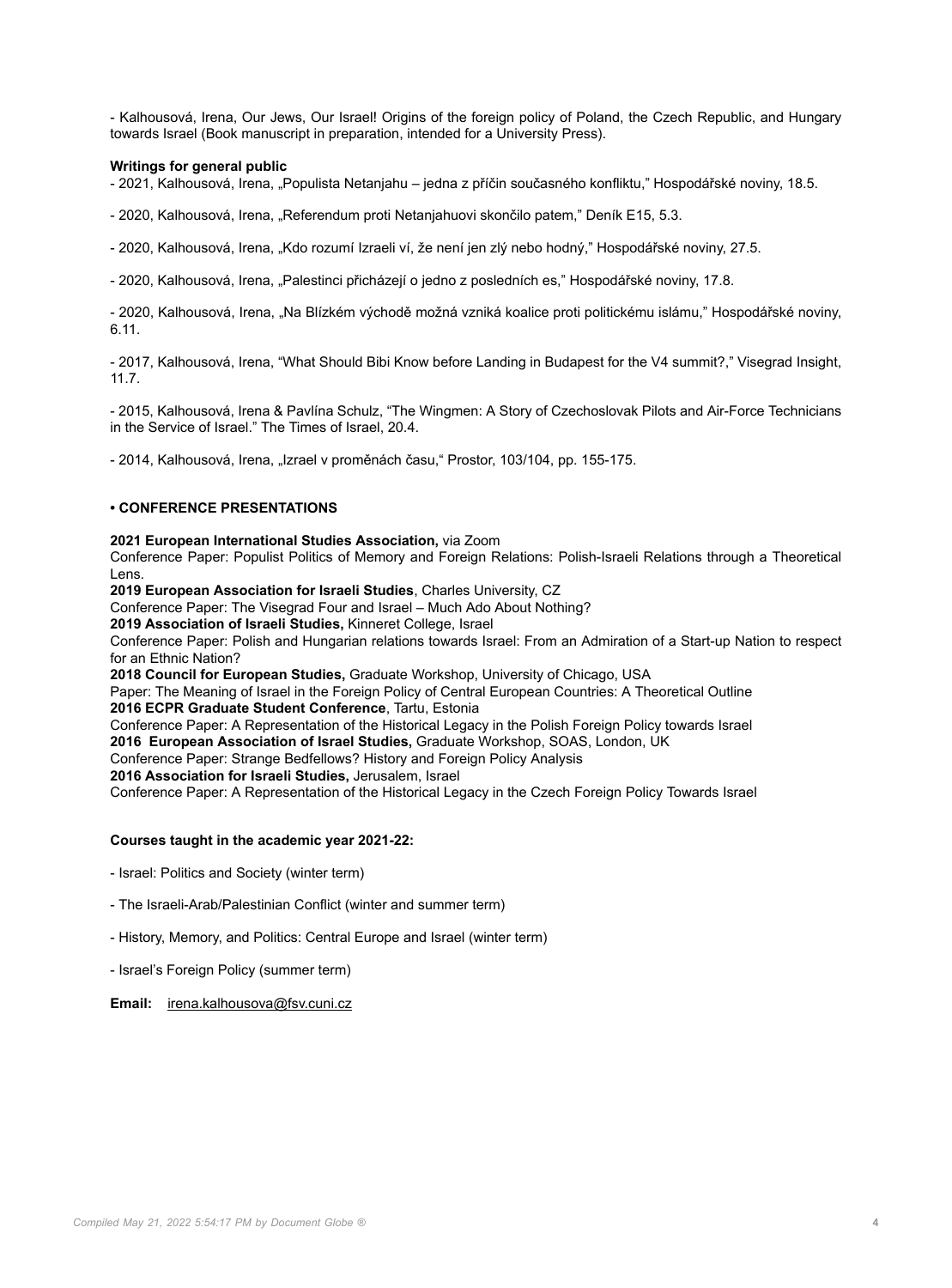- Kalhousová, Irena, Our Jews, Our Israel! Origins of the foreign policy of Poland, the Czech Republic, and Hungary towards Israel (Book manuscript in preparation, intended for a University Press).

**Writings for general public**

- 2021, Kalhousová, Irena, „Populista Netanjahu – jedna z příčin současného konfliktu," Hospodářské noviny, 18.5.

- 2020, Kalhousová, Irena, „Referendum proti Netanjahuovi skončilo patem," Deník E15, 5.3.

- 2020, Kalhousová, Irena, „Kdo rozumí Izraeli ví, že není jen zlý nebo hodný," Hospodářské noviny, 27.5.

- 2020, Kalhousová, Irena, „Palestinci přicházejí o jedno z posledních es," Hospodářské noviny, 17.8.

- 2020, Kalhousová, Irena, „Na Blízkém východě možná vzniká koalice proti politickému islámu," Hospodářské noviny, 6.11.

- 2017, Kalhousová, Irena, "What Should Bibi Know before Landing in Budapest for the V4 summit?," Visegrad Insight, 11.7.

- 2015, Kalhousová, Irena & Pavlína Schulz, "The Wingmen: A Story of Czechoslovak Pilots and Air-Force Technicians in the Service of Israel." The Times of Israel, 20.4.

- 2014, Kalhousová, Irena, „Izrael v proměnách času," Prostor, 103/104, pp. 155-175.

**• CONFERENCE PRESENTATIONS**

**2021 European International Studies Association,** via Zoom
Conference Paper: Populist Politics of Memory and Foreign Relations: Polish-Israeli Relations through a Theoretical Lens.
**2019 European Association for Israeli Studies**, Charles University, CZ
Conference Paper: The Visegrad Four and Israel – Much Ado About Nothing?
**2019 Association of Israeli Studies,** Kinneret College, Israel
Conference Paper: Polish and Hungarian relations towards Israel: From an Admiration of a Start-up Nation to respect for an Ethnic Nation?
**2018 Council for European Studies,** Graduate Workshop, University of Chicago, USA
Paper: The Meaning of Israel in the Foreign Policy of Central European Countries: A Theoretical Outline
**2016 ECPR Graduate Student Conference**, Tartu, Estonia
Conference Paper: A Representation of the Historical Legacy in the Polish Foreign Policy towards Israel
**2016 European Association of Israel Studies,** Graduate Workshop, SOAS, London, UK
Conference Paper: Strange Bedfellows? History and Foreign Policy Analysis
**2016 Association for Israeli Studies,** Jerusalem, Israel
Conference Paper: A Representation of the Historical Legacy in the Czech Foreign Policy Towards Israel

**Courses taught in the academic year 2021-22:**

- Israel: Politics and Society (winter term)

- The Israeli-Arab/Palestinian Conflict (winter and summer term)

- History, Memory, and Politics: Central Europe and Israel (winter term)

- Israel's Foreign Policy (summer term)

**Email:** irena.kalhousova@fsv.cuni.cz